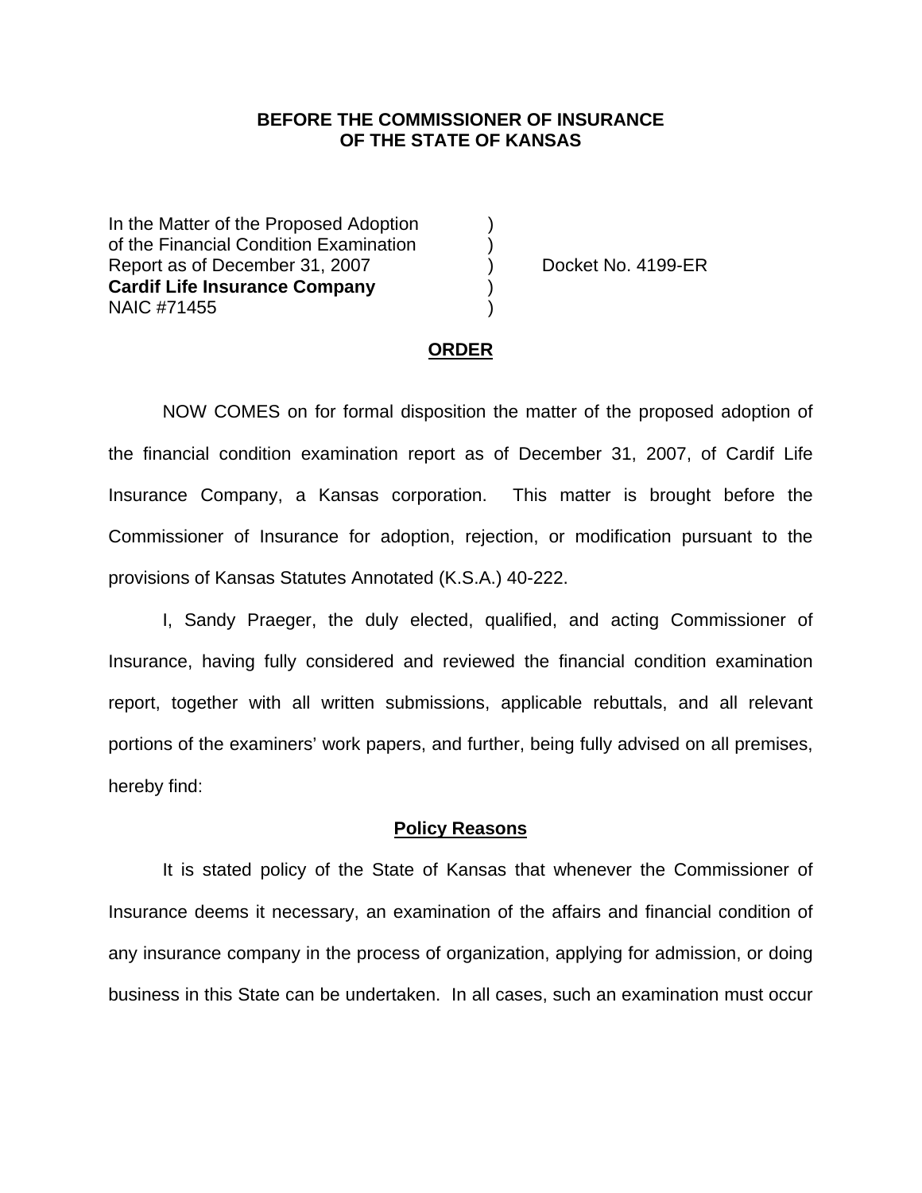**BEFORE THE COMMISSIONER OF INSURANCE**
**OF THE STATE OF KANSAS**

In the Matter of the Proposed Adoption )
of the Financial Condition Examination )
Report as of December 31, 2007 ) Docket No. 4199-ER
**Cardif Life Insurance Company** )
NAIC #71455 )

## ORDER

NOW COMES on for formal disposition the matter of the proposed adoption of the financial condition examination report as of December 31, 2007, of Cardif Life Insurance Company, a Kansas corporation. This matter is brought before the Commissioner of Insurance for adoption, rejection, or modification pursuant to the provisions of Kansas Statutes Annotated (K.S.A.) 40-222.

I, Sandy Praeger, the duly elected, qualified, and acting Commissioner of Insurance, having fully considered and reviewed the financial condition examination report, together with all written submissions, applicable rebuttals, and all relevant portions of the examiners' work papers, and further, being fully advised on all premises, hereby find:

### Policy Reasons

It is stated policy of the State of Kansas that whenever the Commissioner of Insurance deems it necessary, an examination of the affairs and financial condition of any insurance company in the process of organization, applying for admission, or doing business in this State can be undertaken. In all cases, such an examination must occur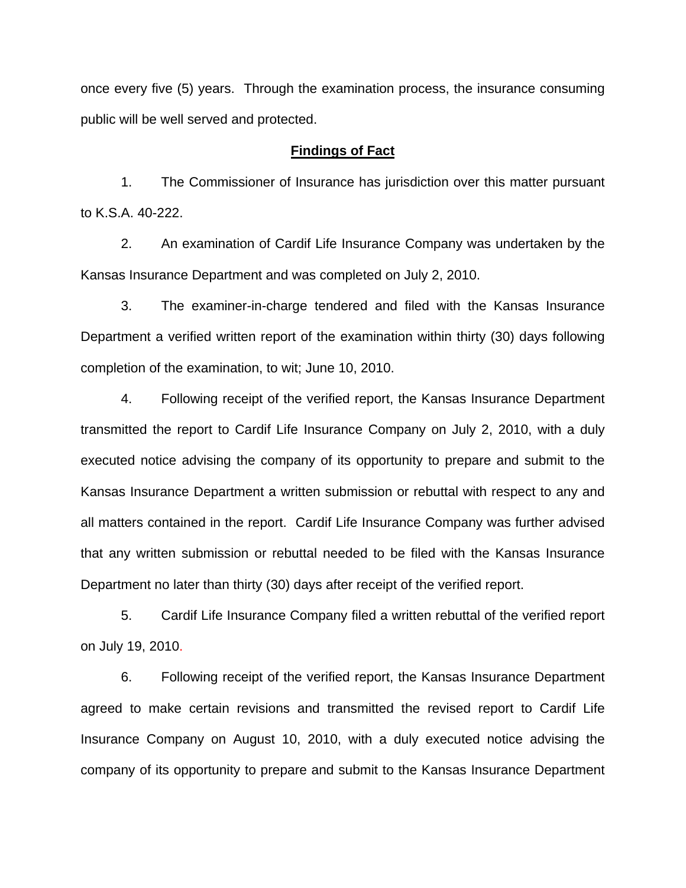once every five (5) years. Through the examination process, the insurance consuming public will be well served and protected.

**Findings of Fact**

1. The Commissioner of Insurance has jurisdiction over this matter pursuant to K.S.A. 40-222.

2. An examination of Cardif Life Insurance Company was undertaken by the Kansas Insurance Department and was completed on July 2, 2010.

3. The examiner-in-charge tendered and filed with the Kansas Insurance Department a verified written report of the examination within thirty (30) days following completion of the examination, to wit; June 10, 2010.

4. Following receipt of the verified report, the Kansas Insurance Department transmitted the report to Cardif Life Insurance Company on July 2, 2010, with a duly executed notice advising the company of its opportunity to prepare and submit to the Kansas Insurance Department a written submission or rebuttal with respect to any and all matters contained in the report. Cardif Life Insurance Company was further advised that any written submission or rebuttal needed to be filed with the Kansas Insurance Department no later than thirty (30) days after receipt of the verified report.

5. Cardif Life Insurance Company filed a written rebuttal of the verified report on July 19, 2010.

6. Following receipt of the verified report, the Kansas Insurance Department agreed to make certain revisions and transmitted the revised report to Cardif Life Insurance Company on August 10, 2010, with a duly executed notice advising the company of its opportunity to prepare and submit to the Kansas Insurance Department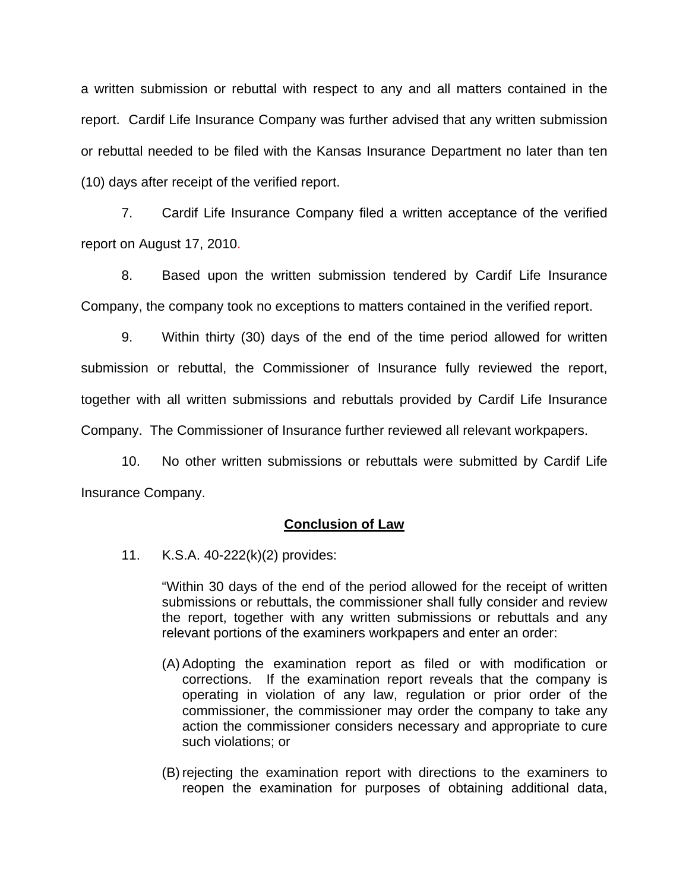a written submission or rebuttal with respect to any and all matters contained in the report. Cardif Life Insurance Company was further advised that any written submission or rebuttal needed to be filed with the Kansas Insurance Department no later than ten (10) days after receipt of the verified report.

7. Cardif Life Insurance Company filed a written acceptance of the verified report on August 17, 2010.

8. Based upon the written submission tendered by Cardif Life Insurance Company, the company took no exceptions to matters contained in the verified report.

9. Within thirty (30) days of the end of the time period allowed for written submission or rebuttal, the Commissioner of Insurance fully reviewed the report, together with all written submissions and rebuttals provided by Cardif Life Insurance Company. The Commissioner of Insurance further reviewed all relevant workpapers.

10. No other written submissions or rebuttals were submitted by Cardif Life Insurance Company.

## Conclusion of Law

11. K.S.A. 40-222(k)(2) provides:

> "Within 30 days of the end of the period allowed for the receipt of written submissions or rebuttals, the commissioner shall fully consider and review the report, together with any written submissions or rebuttals and any relevant portions of the examiners workpapers and enter an order:
>
> (A) Adopting the examination report as filed or with modification or corrections. If the examination report reveals that the company is operating in violation of any law, regulation or prior order of the commissioner, the commissioner may order the company to take any action the commissioner considers necessary and appropriate to cure such violations; or
>
> (B) rejecting the examination report with directions to the examiners to reopen the examination for purposes of obtaining additional data,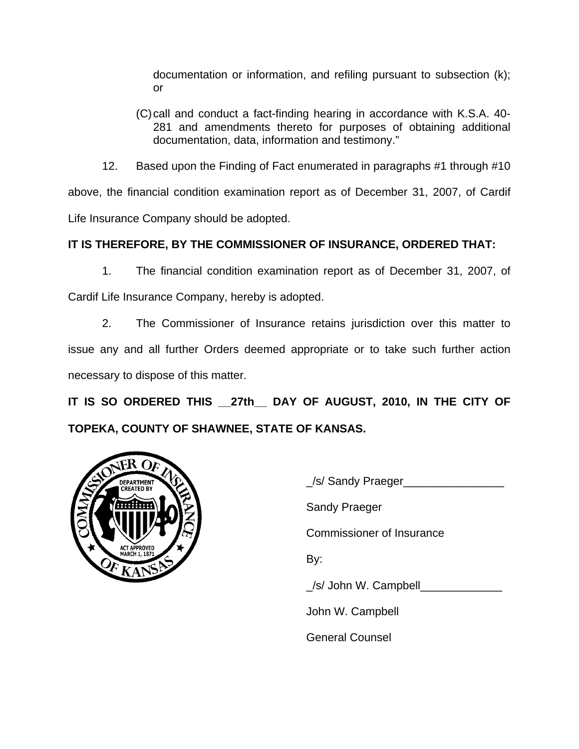documentation or information, and refiling pursuant to subsection (k); or

(C) call and conduct a fact-finding hearing in accordance with K.S.A. 40-281 and amendments thereto for purposes of obtaining additional documentation, data, information and testimony."

12. Based upon the Finding of Fact enumerated in paragraphs #1 through #10 above, the financial condition examination report as of December 31, 2007, of Cardif Life Insurance Company should be adopted.

**IT IS THEREFORE, BY THE COMMISSIONER OF INSURANCE, ORDERED THAT:**

1. The financial condition examination report as of December 31, 2007, of Cardif Life Insurance Company, hereby is adopted.

2. The Commissioner of Insurance retains jurisdiction over this matter to issue any and all further Orders deemed appropriate or to take such further action necessary to dispose of this matter.

**IT IS SO ORDERED THIS __27th__ DAY OF AUGUST, 2010, IN THE CITY OF TOPEKA, COUNTY OF SHAWNEE, STATE OF KANSAS.**

_/s/ Sandy Praeger________________

Sandy Praeger

Commissioner of Insurance

By:

_/s/ John W. Campbell_____________

John W. Campbell

General Counsel